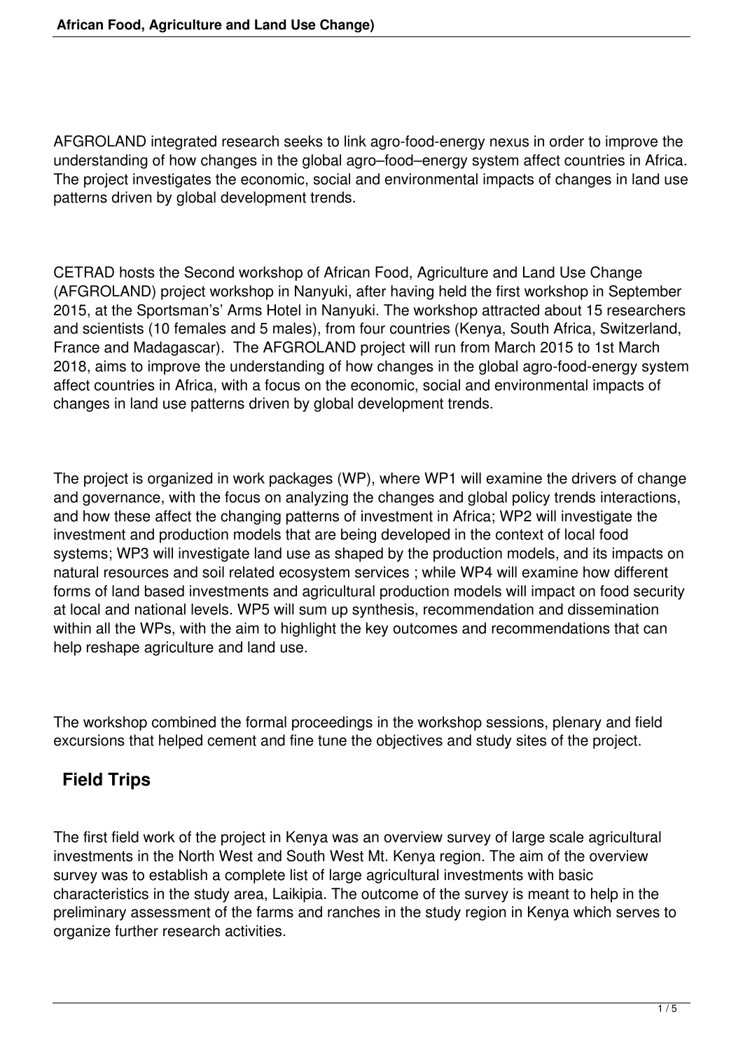AFGROLAND integrated research seeks to link agro-food-energy nexus in order to improve the understanding of how changes in the global agro–food–energy system affect countries in Africa. The project investigates the economic, social and environmental impacts of changes in land use patterns driven by global development trends.

CETRAD hosts the Second workshop of African Food, Agriculture and Land Use Change (AFGROLAND) project workshop in Nanyuki, after having held the first workshop in September 2015, at the Sportsman's' Arms Hotel in Nanyuki. The workshop attracted about 15 researchers and scientists (10 females and 5 males), from four countries (Kenya, South Africa, Switzerland, France and Madagascar). The AFGROLAND project will run from March 2015 to 1st March 2018, aims to improve the understanding of how changes in the global agro-food-energy system affect countries in Africa, with a focus on the economic, social and environmental impacts of changes in land use patterns driven by global development trends.

The project is organized in work packages (WP), where WP1 will examine the drivers of change and governance, with the focus on analyzing the changes and global policy trends interactions, and how these affect the changing patterns of investment in Africa; WP2 will investigate the investment and production models that are being developed in the context of local food systems; WP3 will investigate land use as shaped by the production models, and its impacts on natural resources and soil related ecosystem services ; while WP4 will examine how different forms of land based investments and agricultural production models will impact on food security at local and national levels. WP5 will sum up synthesis, recommendation and dissemination within all the WPs, with the aim to highlight the key outcomes and recommendations that can help reshape agriculture and land use.

The workshop combined the formal proceedings in the workshop sessions, plenary and field excursions that helped cement and fine tune the objectives and study sites of the project.

## Field Trips

The first field work of the project in Kenya was an overview survey of large scale agricultural investments in the North West and South West Mt. Kenya region. The aim of the overview survey was to establish a complete list of large agricultural investments with basic characteristics in the study area, Laikipia. The outcome of the survey is meant to help in the preliminary assessment of the farms and ranches in the study region in Kenya which serves to organize further research activities.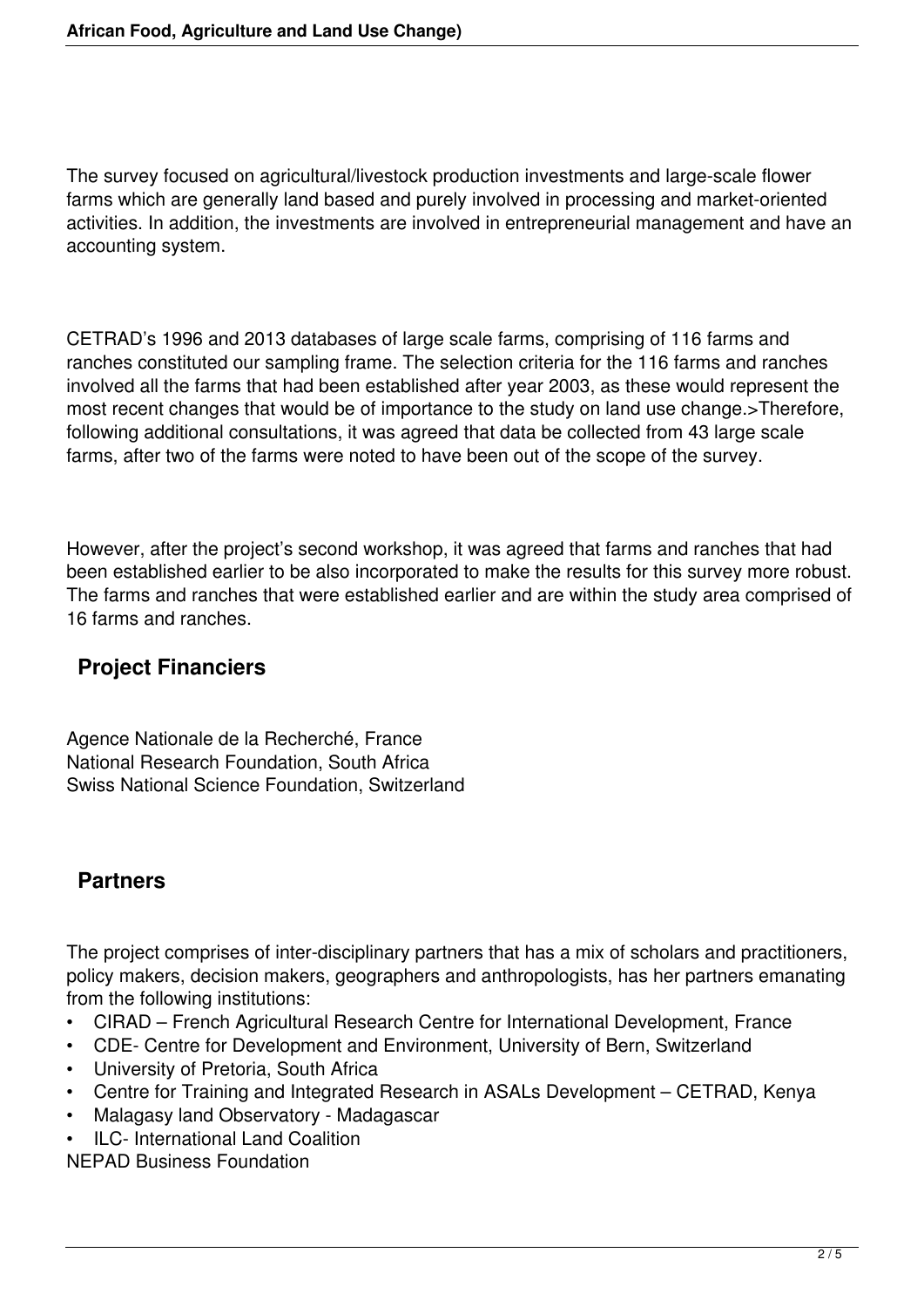The survey focused on agricultural/livestock production investments and large-scale flower farms which are generally land based and purely involved in processing and market-oriented activities. In addition, the investments are involved in entrepreneurial management and have an accounting system.

CETRAD's 1996 and 2013 databases of large scale farms, comprising of 116 farms and ranches constituted our sampling frame. The selection criteria for the 116 farms and ranches involved all the farms that had been established after year 2003, as these would represent the most recent changes that would be of importance to the study on land use change.>Therefore, following additional consultations, it was agreed that data be collected from 43 large scale farms, after two of the farms were noted to have been out of the scope of the survey.

However, after the project's second workshop, it was agreed that farms and ranches that had been established earlier to be also incorporated to make the results for this survey more robust. The farms and ranches that were established earlier and are within the study area comprised of 16 farms and ranches.

## Project Financiers

Agence Nationale de la Recherché, France
National Research Foundation, South Africa
Swiss National Science Foundation, Switzerland

## Partners

The project comprises of inter-disciplinary partners that has a mix of scholars and practitioners, policy makers, decision makers, geographers and anthropologists, has her partners emanating from the following institutions:

- CIRAD – French Agricultural Research Centre for International Development, France
- CDE- Centre for Development and Environment, University of Bern, Switzerland
- University of Pretoria, South Africa
- Centre for Training and Integrated Research in ASALs Development – CETRAD, Kenya
- Malagasy land Observatory - Madagascar
- ILC- International Land Coalition

NEPAD Business Foundation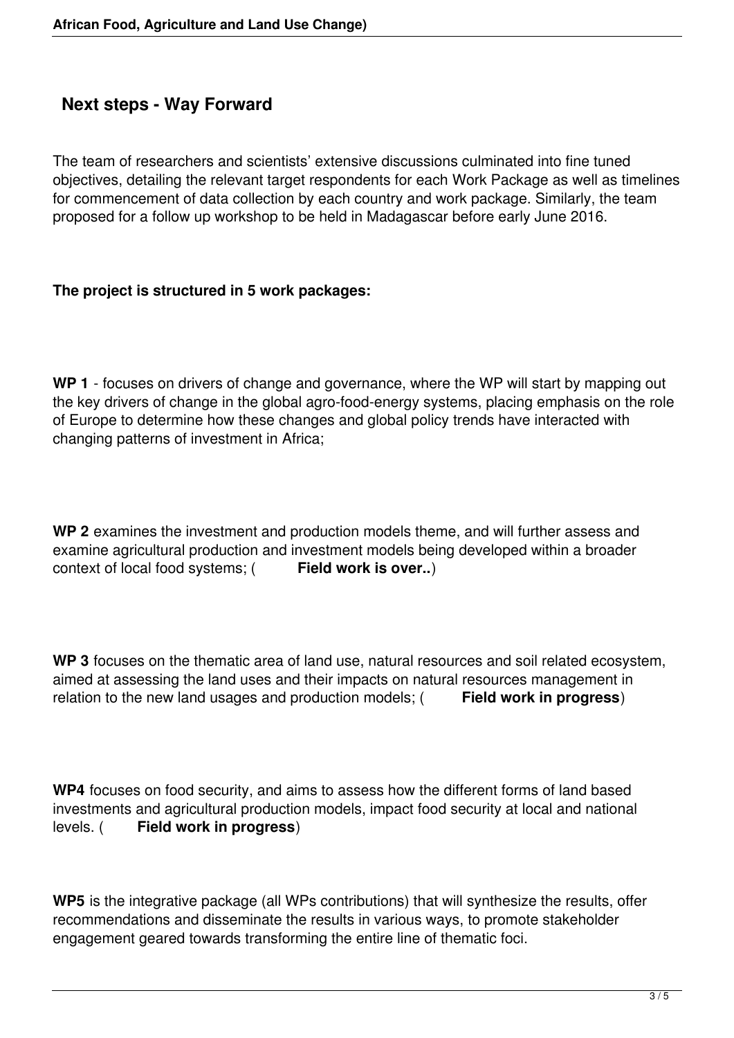## Next steps - Way Forward

The team of researchers and scientists' extensive discussions culminated into fine tuned objectives, detailing the relevant target respondents for each Work Package as well as timelines for commencement of data collection by each country and work package. Similarly, the team proposed for a follow up workshop to be held in Madagascar before early June 2016.

**The project is structured in 5 work packages:**

**WP 1** - focuses on drivers of change and governance, where the WP will start by mapping out the key drivers of change in the global agro-food-energy systems, placing emphasis on the role of Europe to determine how these changes and global policy trends have interacted with changing patterns of investment in Africa;

**WP 2** examines the investment and production models theme, and will further assess and examine agricultural production and investment models being developed within a broader context of local food systems; ( **Field work is over..**)

**WP 3** focuses on the thematic area of land use, natural resources and soil related ecosystem, aimed at assessing the land uses and their impacts on natural resources management in relation to the new land usages and production models; ( **Field work in progress**)

**WP4** focuses on food security, and aims to assess how the different forms of land based investments and agricultural production models, impact food security at local and national levels. ( **Field work in progress**)

**WP5** is the integrative package (all WPs contributions) that will synthesize the results, offer recommendations and disseminate the results in various ways, to promote stakeholder engagement geared towards transforming the entire line of thematic foci.